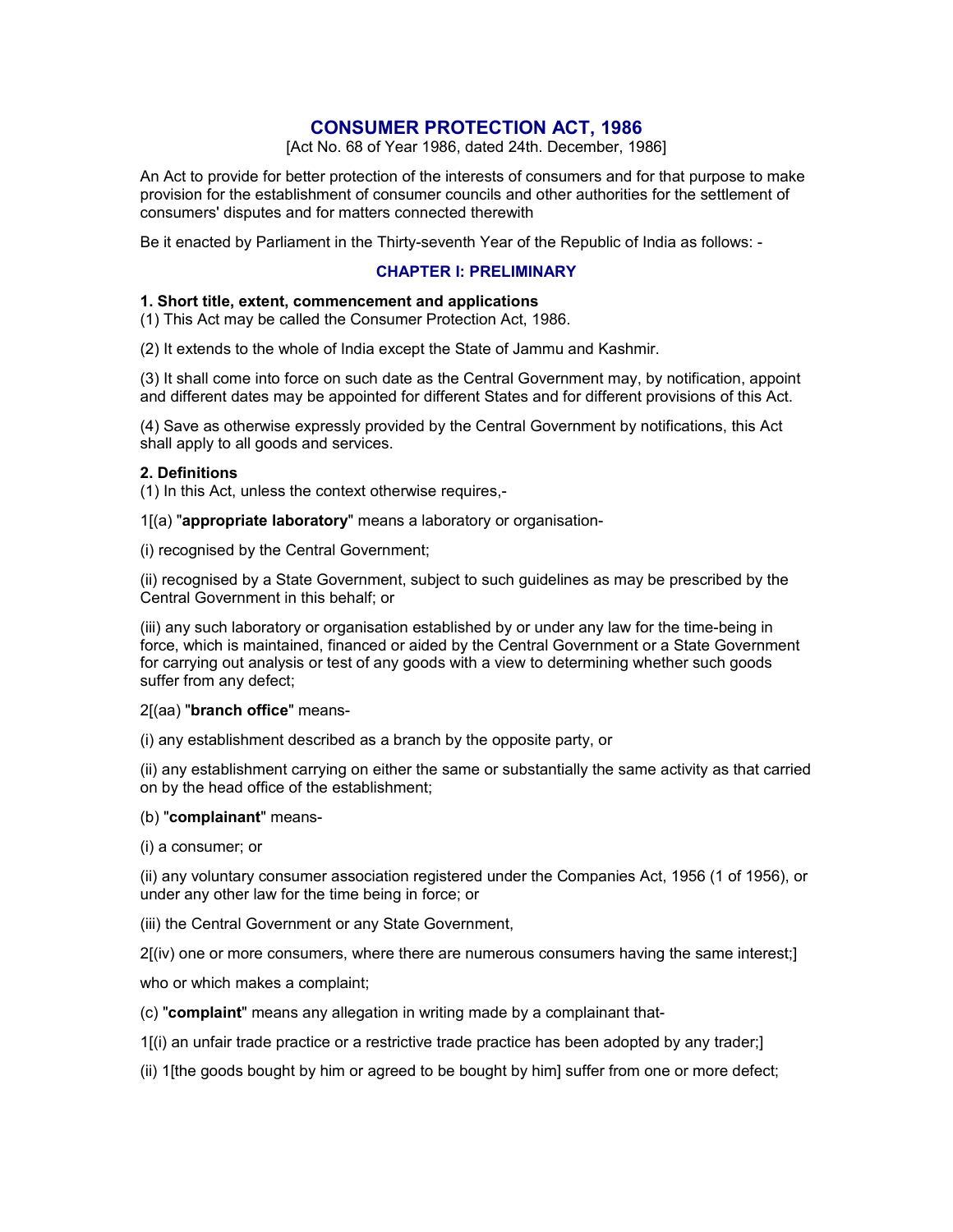# CONSUMER PROTECTION ACT, 1986

[Act No. 68 of Year 1986, dated 24th. December, 1986]

An Act to provide for better protection of the interests of consumers and for that purpose to make provision for the establishment of consumer councils and other authorities for the settlement of consumers' disputes and for matters connected therewith

Be it enacted by Parliament in the Thirty-seventh Year of the Republic of India as follows: -

## CHAPTER I: PRELIMINARY

**1. Short title, extent, commencement and applications**

(1) This Act may be called the Consumer Protection Act, 1986.

(2) It extends to the whole of India except the State of Jammu and Kashmir.

(3) It shall come into force on such date as the Central Government may, by notification, appoint and different dates may be appointed for different States and for different provisions of this Act.

(4) Save as otherwise expressly provided by the Central Government by notifications, this Act shall apply to all goods and services.

**2. Definitions**

(1) In this Act, unless the context otherwise requires,-

1[(a) "**appropriate laboratory**" means a laboratory or organisation-

(i) recognised by the Central Government;

(ii) recognised by a State Government, subject to such guidelines as may be prescribed by the Central Government in this behalf; or

(iii) any such laboratory or organisation established by or under any law for the time-being in force, which is maintained, financed or aided by the Central Government or a State Government for carrying out analysis or test of any goods with a view to determining whether such goods suffer from any defect;

2[(aa) "**branch office**" means-

(i) any establishment described as a branch by the opposite party, or

(ii) any establishment carrying on either the same or substantially the same activity as that carried on by the head office of the establishment;

(b) "**complainant**" means-

(i) a consumer; or

(ii) any voluntary consumer association registered under the Companies Act, 1956 (1 of 1956), or under any other law for the time being in force; or

(iii) the Central Government or any State Government,

2[(iv) one or more consumers, where there are numerous consumers having the same interest;]

who or which makes a complaint;

(c) "**complaint**" means any allegation in writing made by a complainant that-

1[(i) an unfair trade practice or a restrictive trade practice has been adopted by any trader;]

(ii) 1[the goods bought by him or agreed to be bought by him] suffer from one or more defect;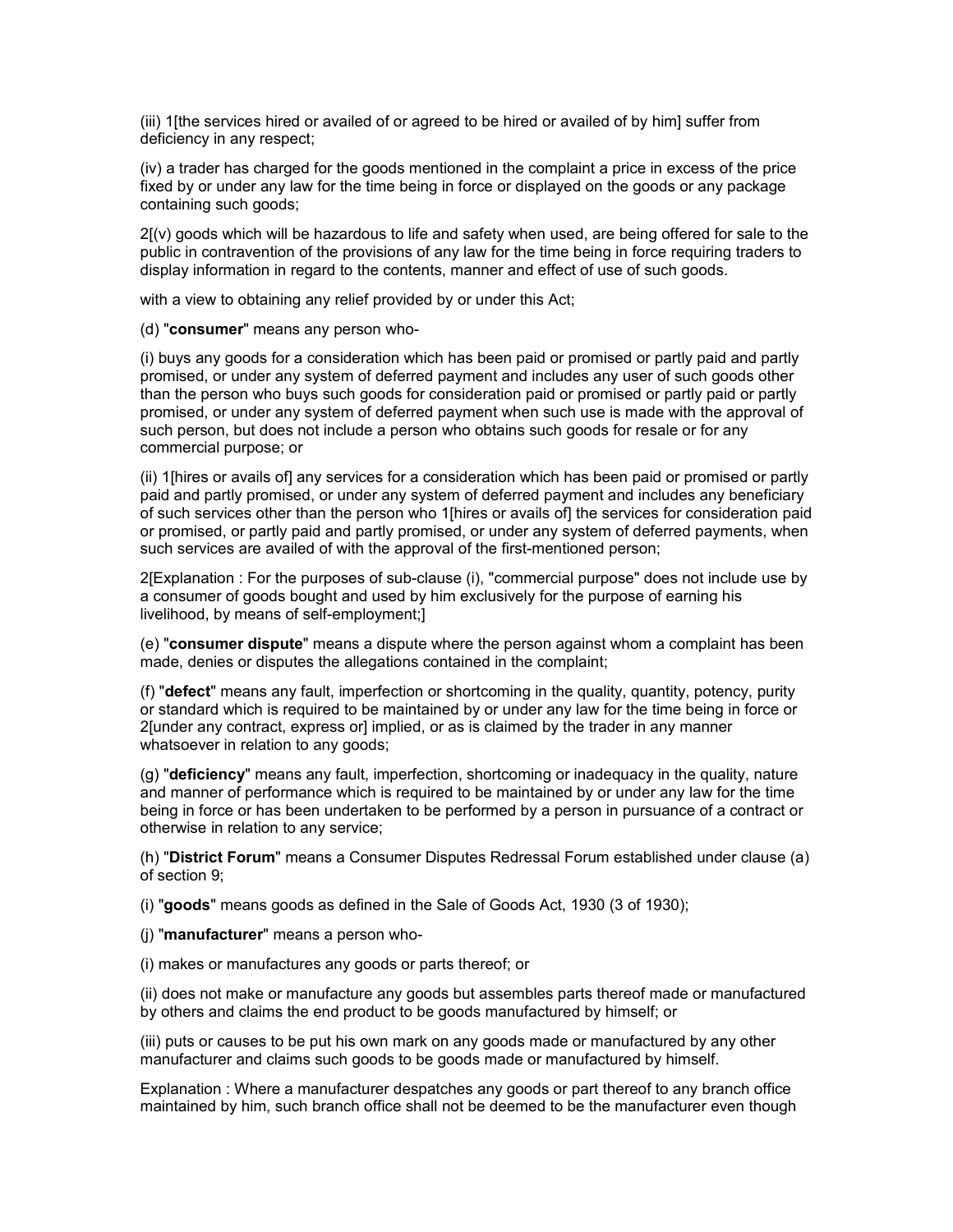(iii) 1[the services hired or availed of or agreed to be hired or availed of by him] suffer from deficiency in any respect;

(iv) a trader has charged for the goods mentioned in the complaint a price in excess of the price fixed by or under any law for the time being in force or displayed on the goods or any package containing such goods;

2[(v) goods which will be hazardous to life and safety when used, are being offered for sale to the public in contravention of the provisions of any law for the time being in force requiring traders to display information in regard to the contents, manner and effect of use of such goods.

with a view to obtaining any relief provided by or under this Act;

(d) "**consumer**" means any person who-

(i) buys any goods for a consideration which has been paid or promised or partly paid and partly promised, or under any system of deferred payment and includes any user of such goods other than the person who buys such goods for consideration paid or promised or partly paid or partly promised, or under any system of deferred payment when such use is made with the approval of such person, but does not include a person who obtains such goods for resale or for any commercial purpose; or

(ii) 1[hires or avails of] any services for a consideration which has been paid or promised or partly paid and partly promised, or under any system of deferred payment and includes any beneficiary of such services other than the person who 1[hires or avails of] the services for consideration paid or promised, or partly paid and partly promised, or under any system of deferred payments, when such services are availed of with the approval of the first-mentioned person;

2[Explanation : For the purposes of sub-clause (i), "commercial purpose" does not include use by a consumer of goods bought and used by him exclusively for the purpose of earning his livelihood, by means of self-employment;]

(e) "**consumer dispute**" means a dispute where the person against whom a complaint has been made, denies or disputes the allegations contained in the complaint;

(f) "**defect**" means any fault, imperfection or shortcoming in the quality, quantity, potency, purity or standard which is required to be maintained by or under any law for the time being in force or 2[under any contract, express or] implied, or as is claimed by the trader in any manner whatsoever in relation to any goods;

(g) "**deficiency**" means any fault, imperfection, shortcoming or inadequacy in the quality, nature and manner of performance which is required to be maintained by or under any law for the time being in force or has been undertaken to be performed by a person in pursuance of a contract or otherwise in relation to any service;

(h) "**District Forum**" means a Consumer Disputes Redressal Forum established under clause (a) of section 9;

(i) "**goods**" means goods as defined in the Sale of Goods Act, 1930 (3 of 1930);

(j) "**manufacturer**" means a person who-

(i) makes or manufactures any goods or parts thereof; or

(ii) does not make or manufacture any goods but assembles parts thereof made or manufactured by others and claims the end product to be goods manufactured by himself; or

(iii) puts or causes to be put his own mark on any goods made or manufactured by any other manufacturer and claims such goods to be goods made or manufactured by himself.

Explanation : Where a manufacturer despatches any goods or part thereof to any branch office maintained by him, such branch office shall not be deemed to be the manufacturer even though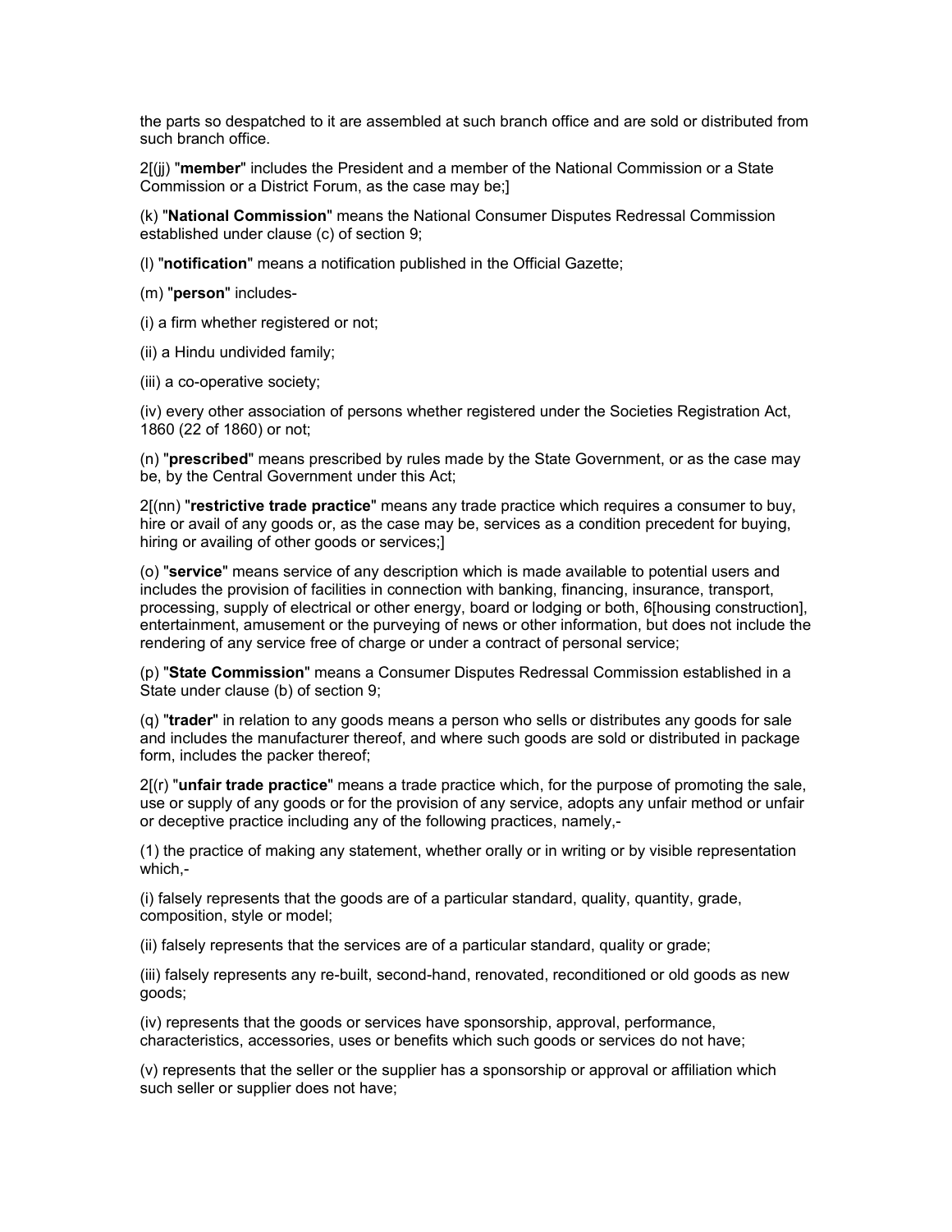the parts so despatched to it are assembled at such branch office and are sold or distributed from such branch office.

2[(jj) "**member**" includes the President and a member of the National Commission or a State Commission or a District Forum, as the case may be;]

(k) "**National Commission**" means the National Consumer Disputes Redressal Commission established under clause (c) of section 9;

(l) "**notification**" means a notification published in the Official Gazette;

(m) "**person**" includes-

(i) a firm whether registered or not;

(ii) a Hindu undivided family;

(iii) a co-operative society;

(iv) every other association of persons whether registered under the Societies Registration Act, 1860 (22 of 1860) or not;

(n) "**prescribed**" means prescribed by rules made by the State Government, or as the case may be, by the Central Government under this Act;

2[(nn) "**restrictive trade practice**" means any trade practice which requires a consumer to buy, hire or avail of any goods or, as the case may be, services as a condition precedent for buying, hiring or availing of other goods or services;]

(o) "**service**" means service of any description which is made available to potential users and includes the provision of facilities in connection with banking, financing, insurance, transport, processing, supply of electrical or other energy, board or lodging or both, 6[housing construction], entertainment, amusement or the purveying of news or other information, but does not include the rendering of any service free of charge or under a contract of personal service;

(p) "**State Commission**" means a Consumer Disputes Redressal Commission established in a State under clause (b) of section 9;

(q) "**trader**" in relation to any goods means a person who sells or distributes any goods for sale and includes the manufacturer thereof, and where such goods are sold or distributed in package form, includes the packer thereof;

2[(r) "**unfair trade practice**" means a trade practice which, for the purpose of promoting the sale, use or supply of any goods or for the provision of any service, adopts any unfair method or unfair or deceptive practice including any of the following practices, namely,-

(1) the practice of making any statement, whether orally or in writing or by visible representation which,-

(i) falsely represents that the goods are of a particular standard, quality, quantity, grade, composition, style or model;

(ii) falsely represents that the services are of a particular standard, quality or grade;

(iii) falsely represents any re-built, second-hand, renovated, reconditioned or old goods as new goods;

(iv) represents that the goods or services have sponsorship, approval, performance, characteristics, accessories, uses or benefits which such goods or services do not have;

(v) represents that the seller or the supplier has a sponsorship or approval or affiliation which such seller or supplier does not have;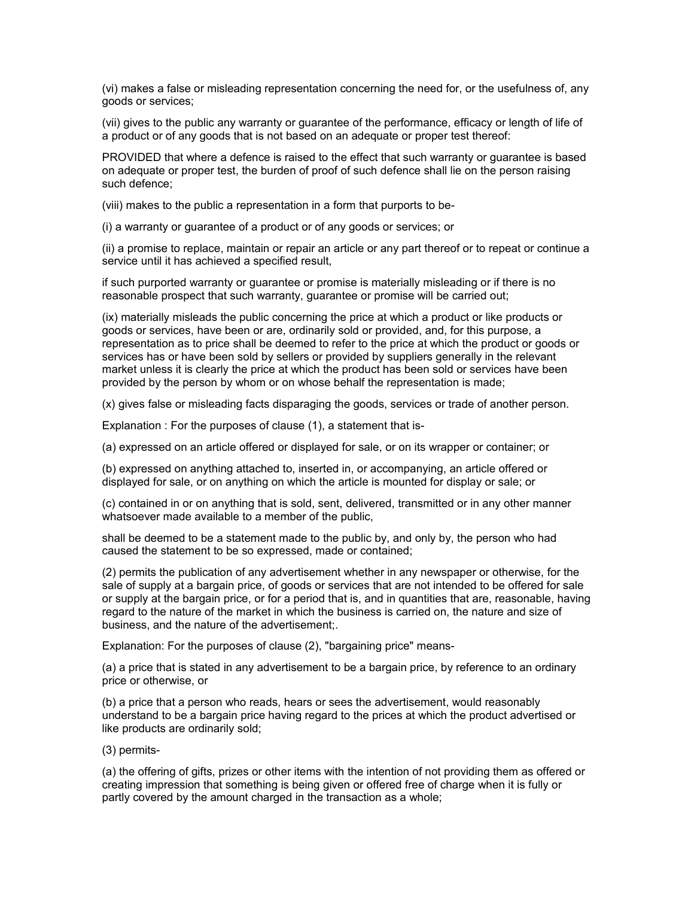(vi) makes a false or misleading representation concerning the need for, or the usefulness of, any goods or services;

(vii) gives to the public any warranty or guarantee of the performance, efficacy or length of life of a product or of any goods that is not based on an adequate or proper test thereof:

PROVIDED that where a defence is raised to the effect that such warranty or guarantee is based on adequate or proper test, the burden of proof of such defence shall lie on the person raising such defence;

(viii) makes to the public a representation in a form that purports to be-

(i) a warranty or guarantee of a product or of any goods or services; or

(ii) a promise to replace, maintain or repair an article or any part thereof or to repeat or continue a service until it has achieved a specified result,

if such purported warranty or guarantee or promise is materially misleading or if there is no reasonable prospect that such warranty, guarantee or promise will be carried out;

(ix) materially misleads the public concerning the price at which a product or like products or goods or services, have been or are, ordinarily sold or provided, and, for this purpose, a representation as to price shall be deemed to refer to the price at which the product or goods or services has or have been sold by sellers or provided by suppliers generally in the relevant market unless it is clearly the price at which the product has been sold or services have been provided by the person by whom or on whose behalf the representation is made;

(x) gives false or misleading facts disparaging the goods, services or trade of another person.

Explanation : For the purposes of clause (1), a statement that is-

(a) expressed on an article offered or displayed for sale, or on its wrapper or container; or

(b) expressed on anything attached to, inserted in, or accompanying, an article offered or displayed for sale, or on anything on which the article is mounted for display or sale; or

(c) contained in or on anything that is sold, sent, delivered, transmitted or in any other manner whatsoever made available to a member of the public,

shall be deemed to be a statement made to the public by, and only by, the person who had caused the statement to be so expressed, made or contained;

(2) permits the publication of any advertisement whether in any newspaper or otherwise, for the sale of supply at a bargain price, of goods or services that are not intended to be offered for sale or supply at the bargain price, or for a period that is, and in quantities that are, reasonable, having regard to the nature of the market in which the business is carried on, the nature and size of business, and the nature of the advertisement;.

Explanation: For the purposes of clause (2), "bargaining price" means-

(a) a price that is stated in any advertisement to be a bargain price, by reference to an ordinary price or otherwise, or

(b) a price that a person who reads, hears or sees the advertisement, would reasonably understand to be a bargain price having regard to the prices at which the product advertised or like products are ordinarily sold;

(3) permits-

(a) the offering of gifts, prizes or other items with the intention of not providing them as offered or creating impression that something is being given or offered free of charge when it is fully or partly covered by the amount charged in the transaction as a whole;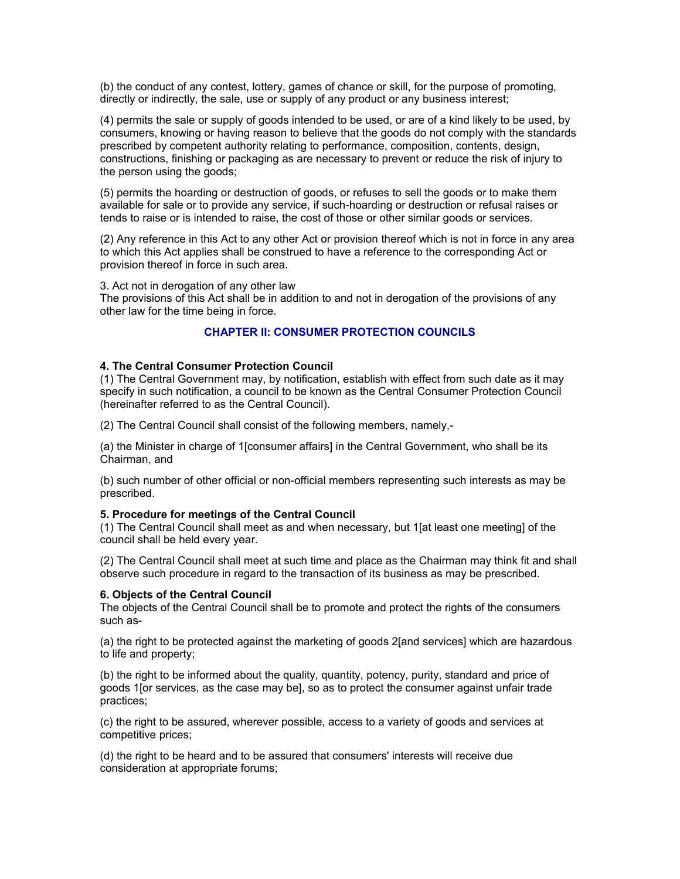(b) the conduct of any contest, lottery, games of chance or skill, for the purpose of promoting, directly or indirectly, the sale, use or supply of any product or any business interest;

(4) permits the sale or supply of goods intended to be used, or are of a kind likely to be used, by consumers, knowing or having reason to believe that the goods do not comply with the standards prescribed by competent authority relating to performance, composition, contents, design, constructions, finishing or packaging as are necessary to prevent or reduce the risk of injury to the person using the goods;

(5) permits the hoarding or destruction of goods, or refuses to sell the goods or to make them available for sale or to provide any service, if such-hoarding or destruction or refusal raises or tends to raise or is intended to raise, the cost of those or other similar goods or services.

(2) Any reference in this Act to any other Act or provision thereof which is not in force in any area to which this Act applies shall be construed to have a reference to the corresponding Act or provision thereof in force in such area.

3. Act not in derogation of any other law
The provisions of this Act shall be in addition to and not in derogation of the provisions of any other law for the time being in force.

## CHAPTER II: CONSUMER PROTECTION COUNCILS

**4. The Central Consumer Protection Council**
(1) The Central Government may, by notification, establish with effect from such date as it may specify in such notification, a council to be known as the Central Consumer Protection Council (hereinafter referred to as the Central Council).

(2) The Central Council shall consist of the following members, namely,-

(a) the Minister in charge of 1[consumer affairs] in the Central Government, who shall be its Chairman, and

(b) such number of other official or non-official members representing such interests as may be prescribed.

**5. Procedure for meetings of the Central Council**
(1) The Central Council shall meet as and when necessary, but 1[at least one meeting] of the council shall be held every year.

(2) The Central Council shall meet at such time and place as the Chairman may think fit and shall observe such procedure in regard to the transaction of its business as may be prescribed.

**6. Objects of the Central Council**
The objects of the Central Council shall be to promote and protect the rights of the consumers such as-

(a) the right to be protected against the marketing of goods 2[and services] which are hazardous to life and property;

(b) the right to be informed about the quality, quantity, potency, purity, standard and price of goods 1[or services, as the case may be], so as to protect the consumer against unfair trade practices;

(c) the right to be assured, wherever possible, access to a variety of goods and services at competitive prices;

(d) the right to be heard and to be assured that consumers' interests will receive due consideration at appropriate forums;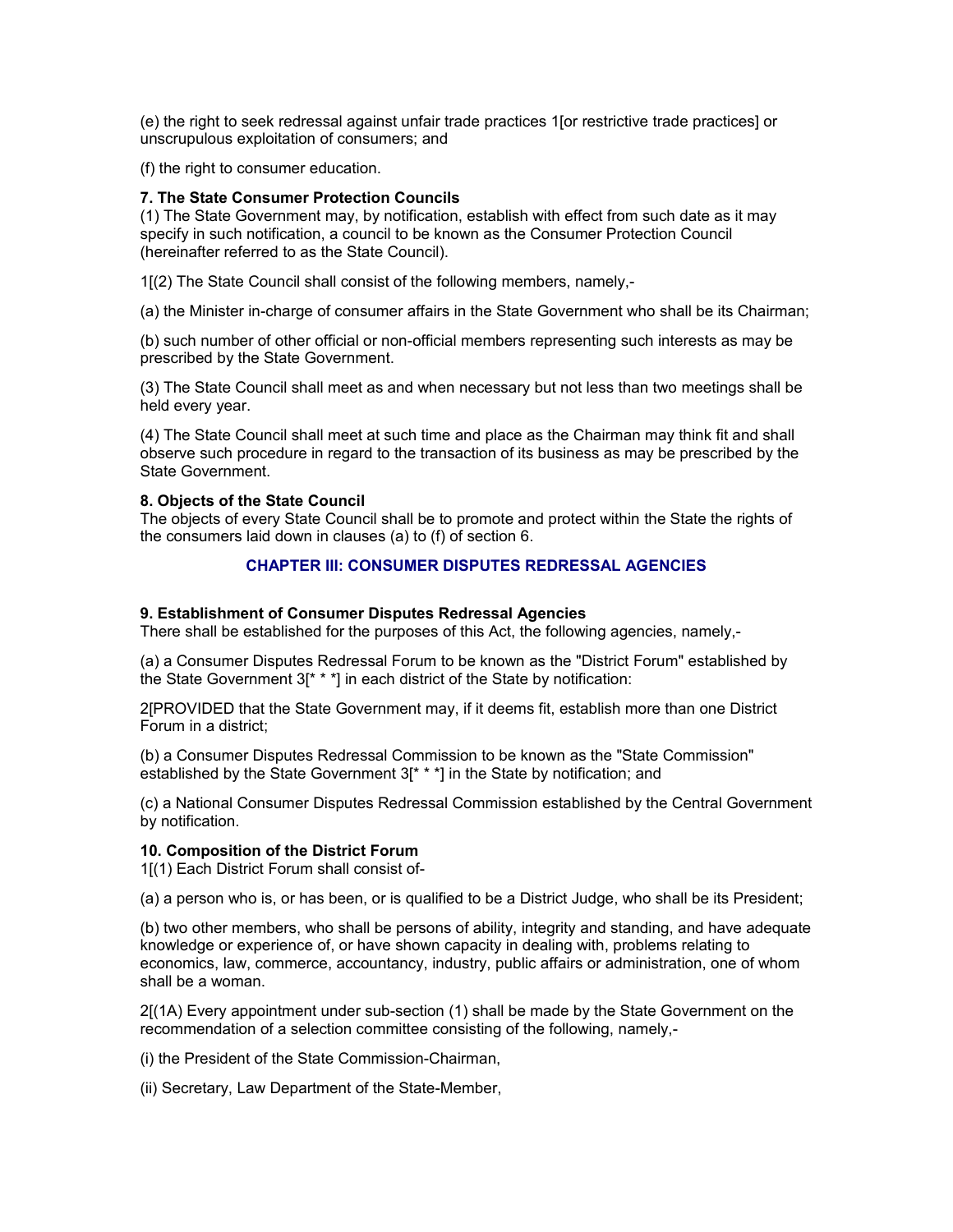(e) the right to seek redressal against unfair trade practices 1[or restrictive trade practices] or unscrupulous exploitation of consumers; and

(f) the right to consumer education.

**7. The State Consumer Protection Councils**

(1) The State Government may, by notification, establish with effect from such date as it may specify in such notification, a council to be known as the Consumer Protection Council (hereinafter referred to as the State Council).

1[(2) The State Council shall consist of the following members, namely,-

(a) the Minister in-charge of consumer affairs in the State Government who shall be its Chairman;

(b) such number of other official or non-official members representing such interests as may be prescribed by the State Government.

(3) The State Council shall meet as and when necessary but not less than two meetings shall be held every year.

(4) The State Council shall meet at such time and place as the Chairman may think fit and shall observe such procedure in regard to the transaction of its business as may be prescribed by the State Government.

**8. Objects of the State Council**

The objects of every State Council shall be to promote and protect within the State the rights of the consumers laid down in clauses (a) to (f) of section 6.

## CHAPTER III: CONSUMER DISPUTES REDRESSAL AGENCIES

**9. Establishment of Consumer Disputes Redressal Agencies**

There shall be established for the purposes of this Act, the following agencies, namely,-

(a) a Consumer Disputes Redressal Forum to be known as the "District Forum" established by the State Government 3[* * *] in each district of the State by notification:

2[PROVIDED that the State Government may, if it deems fit, establish more than one District Forum in a district;

(b) a Consumer Disputes Redressal Commission to be known as the "State Commission" established by the State Government 3[* * *] in the State by notification; and

(c) a National Consumer Disputes Redressal Commission established by the Central Government by notification.

**10. Composition of the District Forum**

1[(1) Each District Forum shall consist of-

(a) a person who is, or has been, or is qualified to be a District Judge, who shall be its President;

(b) two other members, who shall be persons of ability, integrity and standing, and have adequate knowledge or experience of, or have shown capacity in dealing with, problems relating to economics, law, commerce, accountancy, industry, public affairs or administration, one of whom shall be a woman.

2[(1A) Every appointment under sub-section (1) shall be made by the State Government on the recommendation of a selection committee consisting of the following, namely,-

(i) the President of the State Commission-Chairman,

(ii) Secretary, Law Department of the State-Member,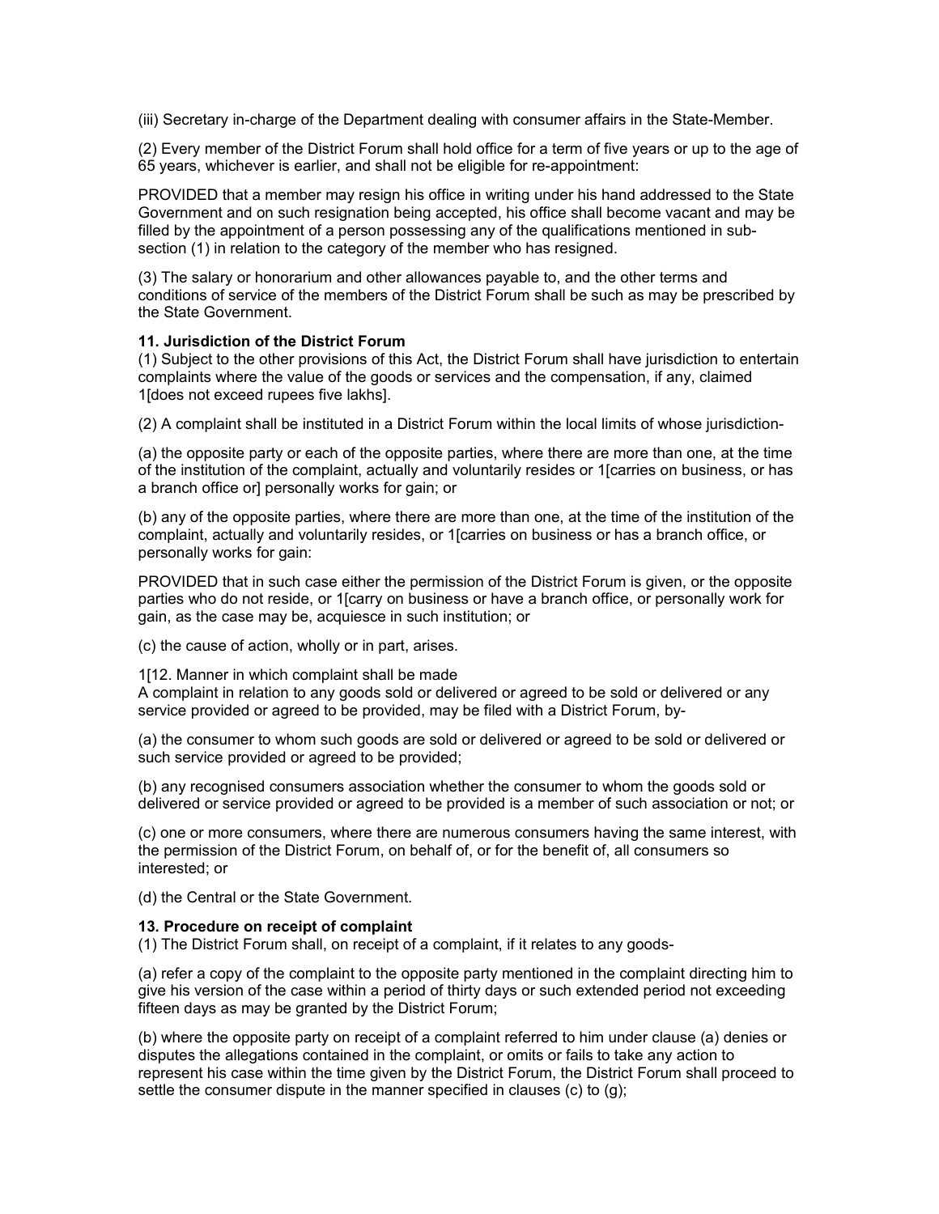(iii) Secretary in-charge of the Department dealing with consumer affairs in the State-Member.

(2) Every member of the District Forum shall hold office for a term of five years or up to the age of 65 years, whichever is earlier, and shall not be eligible for re-appointment:

PROVIDED that a member may resign his office in writing under his hand addressed to the State Government and on such resignation being accepted, his office shall become vacant and may be filled by the appointment of a person possessing any of the qualifications mentioned in sub-section (1) in relation to the category of the member who has resigned.

(3) The salary or honorarium and other allowances payable to, and the other terms and conditions of service of the members of the District Forum shall be such as may be prescribed by the State Government.

**11. Jurisdiction of the District Forum**

(1) Subject to the other provisions of this Act, the District Forum shall have jurisdiction to entertain complaints where the value of the goods or services and the compensation, if any, claimed 1[does not exceed rupees five lakhs].

(2) A complaint shall be instituted in a District Forum within the local limits of whose jurisdiction-

(a) the opposite party or each of the opposite parties, where there are more than one, at the time of the institution of the complaint, actually and voluntarily resides or 1[carries on business, or has a branch office or] personally works for gain; or

(b) any of the opposite parties, where there are more than one, at the time of the institution of the complaint, actually and voluntarily resides, or 1[carries on business or has a branch office, or personally works for gain:

PROVIDED that in such case either the permission of the District Forum is given, or the opposite parties who do not reside, or 1[carry on business or have a branch office, or personally work for gain, as the case may be, acquiesce in such institution; or

(c) the cause of action, wholly or in part, arises.

1[12. Manner in which complaint shall be made

A complaint in relation to any goods sold or delivered or agreed to be sold or delivered or any service provided or agreed to be provided, may be filed with a District Forum, by-

(a) the consumer to whom such goods are sold or delivered or agreed to be sold or delivered or such service provided or agreed to be provided;

(b) any recognised consumers association whether the consumer to whom the goods sold or delivered or service provided or agreed to be provided is a member of such association or not; or

(c) one or more consumers, where there are numerous consumers having the same interest, with the permission of the District Forum, on behalf of, or for the benefit of, all consumers so interested; or

(d) the Central or the State Government.

**13. Procedure on receipt of complaint**

(1) The District Forum shall, on receipt of a complaint, if it relates to any goods-

(a) refer a copy of the complaint to the opposite party mentioned in the complaint directing him to give his version of the case within a period of thirty days or such extended period not exceeding fifteen days as may be granted by the District Forum;

(b) where the opposite party on receipt of a complaint referred to him under clause (a) denies or disputes the allegations contained in the complaint, or omits or fails to take any action to represent his case within the time given by the District Forum, the District Forum shall proceed to settle the consumer dispute in the manner specified in clauses (c) to (g);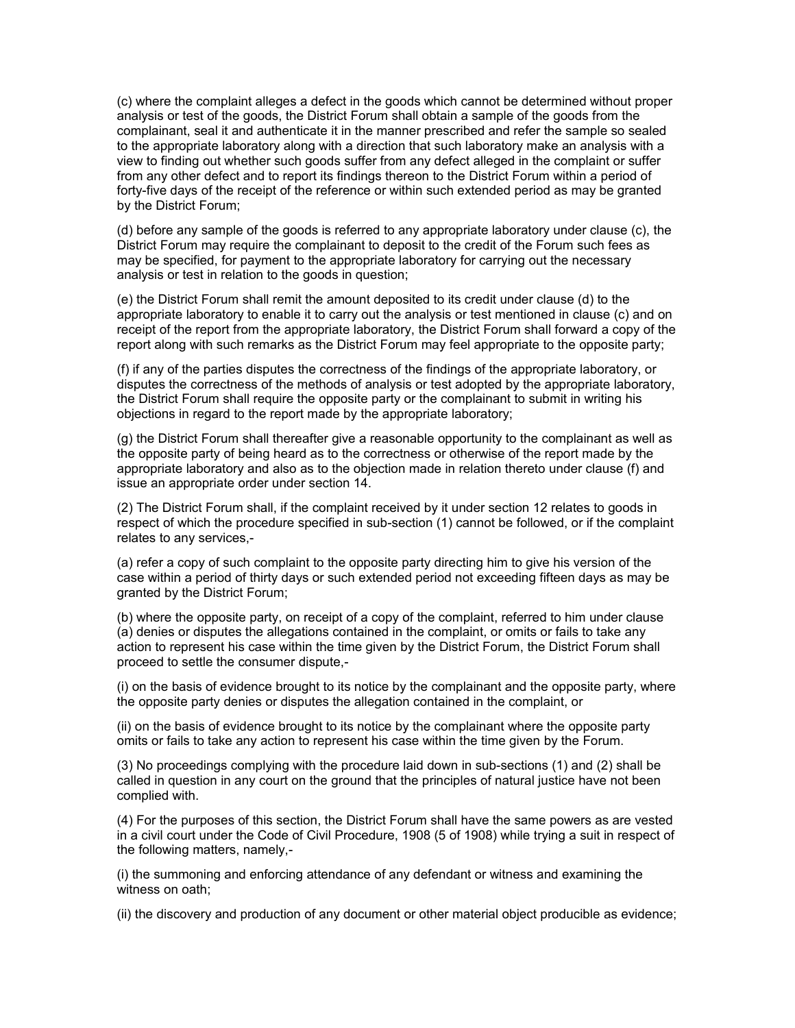(c) where the complaint alleges a defect in the goods which cannot be determined without proper analysis or test of the goods, the District Forum shall obtain a sample of the goods from the complainant, seal it and authenticate it in the manner prescribed and refer the sample so sealed to the appropriate laboratory along with a direction that such laboratory make an analysis with a view to finding out whether such goods suffer from any defect alleged in the complaint or suffer from any other defect and to report its findings thereon to the District Forum within a period of forty-five days of the receipt of the reference or within such extended period as may be granted by the District Forum;

(d) before any sample of the goods is referred to any appropriate laboratory under clause (c), the District Forum may require the complainant to deposit to the credit of the Forum such fees as may be specified, for payment to the appropriate laboratory for carrying out the necessary analysis or test in relation to the goods in question;

(e) the District Forum shall remit the amount deposited to its credit under clause (d) to the appropriate laboratory to enable it to carry out the analysis or test mentioned in clause (c) and on receipt of the report from the appropriate laboratory, the District Forum shall forward a copy of the report along with such remarks as the District Forum may feel appropriate to the opposite party;

(f) if any of the parties disputes the correctness of the findings of the appropriate laboratory, or disputes the correctness of the methods of analysis or test adopted by the appropriate laboratory, the District Forum shall require the opposite party or the complainant to submit in writing his objections in regard to the report made by the appropriate laboratory;

(g) the District Forum shall thereafter give a reasonable opportunity to the complainant as well as the opposite party of being heard as to the correctness or otherwise of the report made by the appropriate laboratory and also as to the objection made in relation thereto under clause (f) and issue an appropriate order under section 14.

(2) The District Forum shall, if the complaint received by it under section 12 relates to goods in respect of which the procedure specified in sub-section (1) cannot be followed, or if the complaint relates to any services,-

(a) refer a copy of such complaint to the opposite party directing him to give his version of the case within a period of thirty days or such extended period not exceeding fifteen days as may be granted by the District Forum;

(b) where the opposite party, on receipt of a copy of the complaint, referred to him under clause (a) denies or disputes the allegations contained in the complaint, or omits or fails to take any action to represent his case within the time given by the District Forum, the District Forum shall proceed to settle the consumer dispute,-

(i) on the basis of evidence brought to its notice by the complainant and the opposite party, where the opposite party denies or disputes the allegation contained in the complaint, or

(ii) on the basis of evidence brought to its notice by the complainant where the opposite party omits or fails to take any action to represent his case within the time given by the Forum.

(3) No proceedings complying with the procedure laid down in sub-sections (1) and (2) shall be called in question in any court on the ground that the principles of natural justice have not been complied with.

(4) For the purposes of this section, the District Forum shall have the same powers as are vested in a civil court under the Code of Civil Procedure, 1908 (5 of 1908) while trying a suit in respect of the following matters, namely,-

(i) the summoning and enforcing attendance of any defendant or witness and examining the witness on oath;

(ii) the discovery and production of any document or other material object producible as evidence;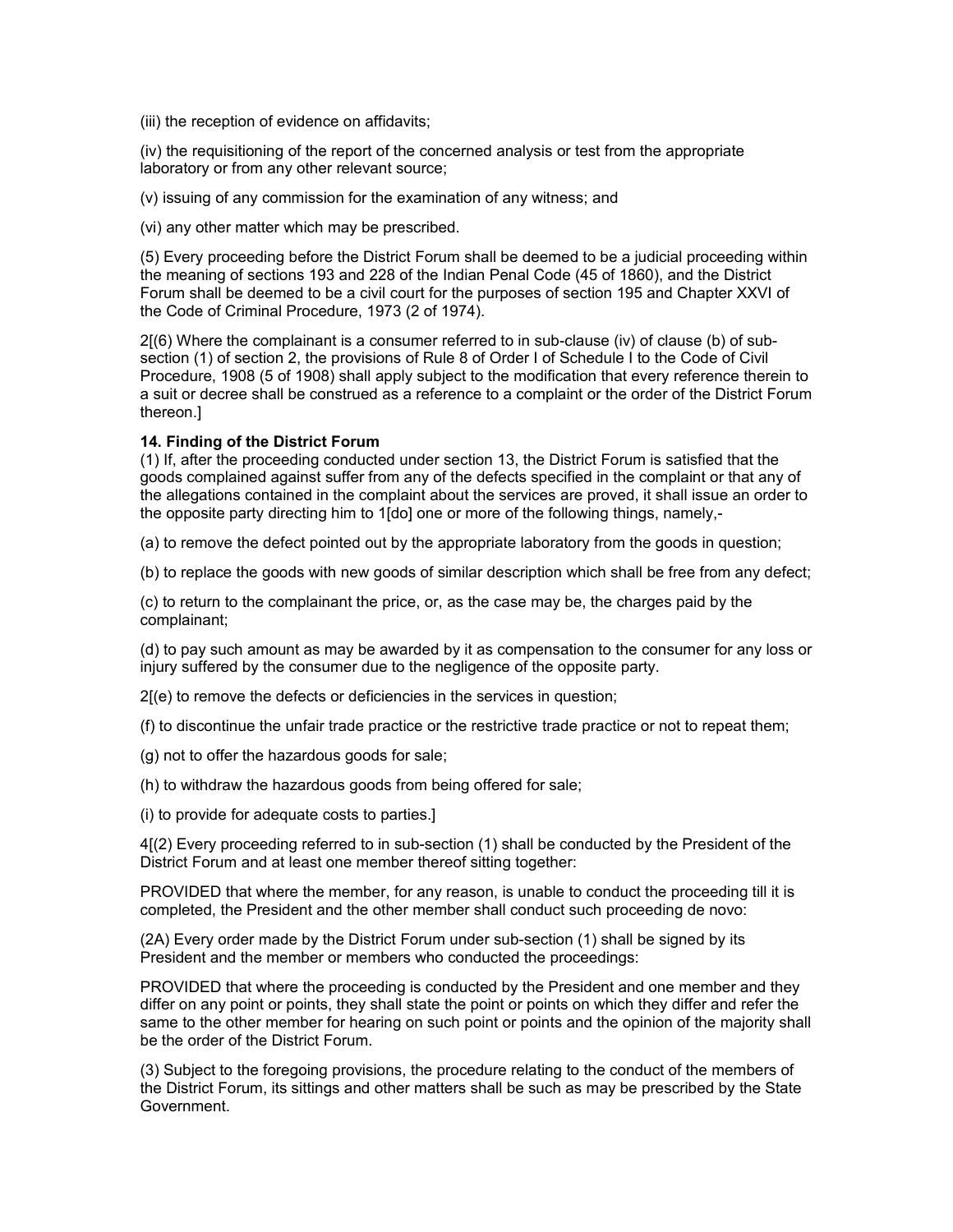(iii) the reception of evidence on affidavits;

(iv) the requisitioning of the report of the concerned analysis or test from the appropriate laboratory or from any other relevant source;

(v) issuing of any commission for the examination of any witness; and

(vi) any other matter which may be prescribed.

(5) Every proceeding before the District Forum shall be deemed to be a judicial proceeding within the meaning of sections 193 and 228 of the Indian Penal Code (45 of 1860), and the District Forum shall be deemed to be a civil court for the purposes of section 195 and Chapter XXVI of the Code of Criminal Procedure, 1973 (2 of 1974).

2[(6) Where the complainant is a consumer referred to in sub-clause (iv) of clause (b) of sub-section (1) of section 2, the provisions of Rule 8 of Order I of Schedule I to the Code of Civil Procedure, 1908 (5 of 1908) shall apply subject to the modification that every reference therein to a suit or decree shall be construed as a reference to a complaint or the order of the District Forum thereon.]

**14. Finding of the District Forum**

(1) If, after the proceeding conducted under section 13, the District Forum is satisfied that the goods complained against suffer from any of the defects specified in the complaint or that any of the allegations contained in the complaint about the services are proved, it shall issue an order to the opposite party directing him to 1[do] one or more of the following things, namely,-

(a) to remove the defect pointed out by the appropriate laboratory from the goods in question;

(b) to replace the goods with new goods of similar description which shall be free from any defect;

(c) to return to the complainant the price, or, as the case may be, the charges paid by the complainant;

(d) to pay such amount as may be awarded by it as compensation to the consumer for any loss or injury suffered by the consumer due to the negligence of the opposite party.

2[(e) to remove the defects or deficiencies in the services in question;

(f) to discontinue the unfair trade practice or the restrictive trade practice or not to repeat them;

(g) not to offer the hazardous goods for sale;

(h) to withdraw the hazardous goods from being offered for sale;

(i) to provide for adequate costs to parties.]

4[(2) Every proceeding referred to in sub-section (1) shall be conducted by the President of the District Forum and at least one member thereof sitting together:

PROVIDED that where the member, for any reason, is unable to conduct the proceeding till it is completed, the President and the other member shall conduct such proceeding de novo:

(2A) Every order made by the District Forum under sub-section (1) shall be signed by its President and the member or members who conducted the proceedings:

PROVIDED that where the proceeding is conducted by the President and one member and they differ on any point or points, they shall state the point or points on which they differ and refer the same to the other member for hearing on such point or points and the opinion of the majority shall be the order of the District Forum.

(3) Subject to the foregoing provisions, the procedure relating to the conduct of the members of the District Forum, its sittings and other matters shall be such as may be prescribed by the State Government.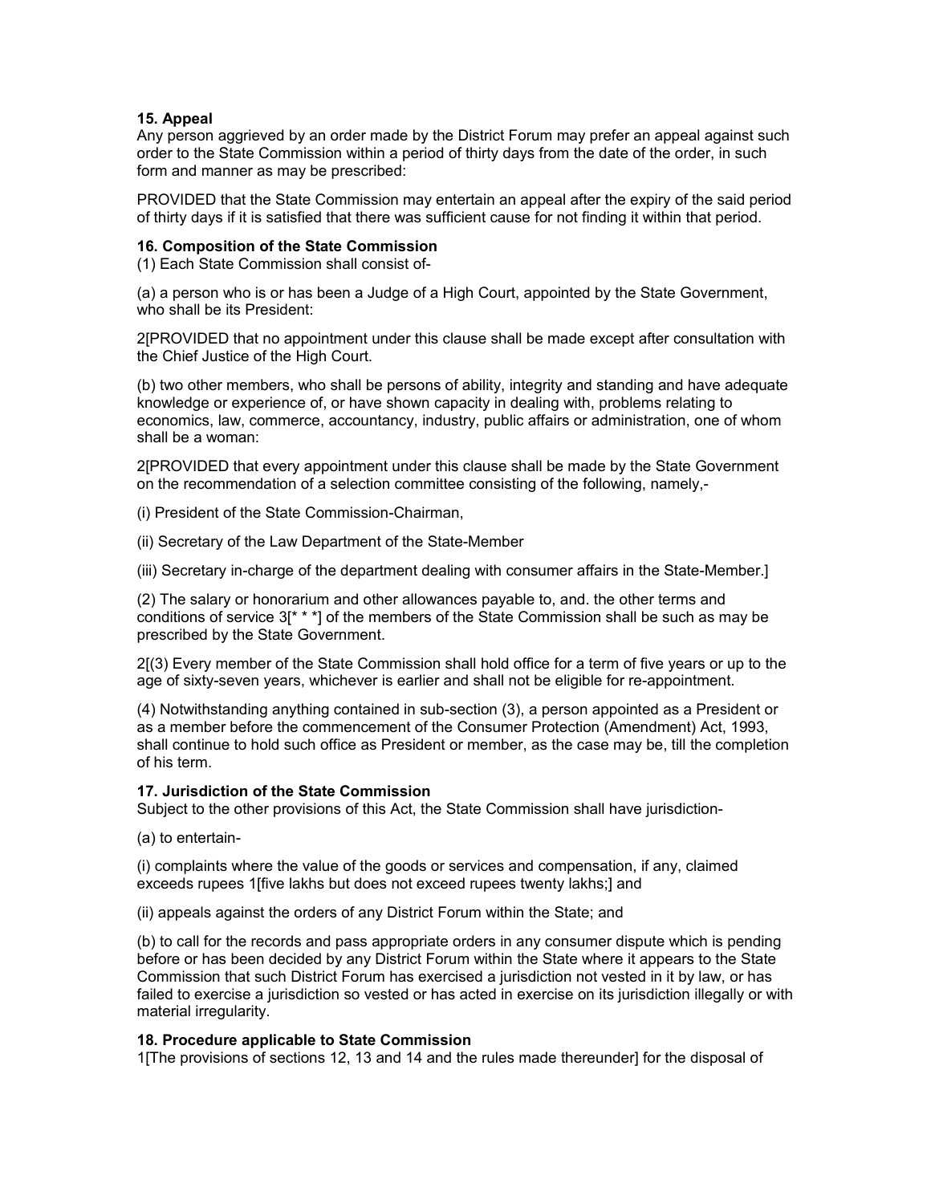**15. Appeal**

Any person aggrieved by an order made by the District Forum may prefer an appeal against such order to the State Commission within a period of thirty days from the date of the order, in such form and manner as may be prescribed:

PROVIDED that the State Commission may entertain an appeal after the expiry of the said period of thirty days if it is satisfied that there was sufficient cause for not finding it within that period.

**16. Composition of the State Commission**

(1) Each State Commission shall consist of-

(a) a person who is or has been a Judge of a High Court, appointed by the State Government, who shall be its President:

2[PROVIDED that no appointment under this clause shall be made except after consultation with the Chief Justice of the High Court.

(b) two other members, who shall be persons of ability, integrity and standing and have adequate knowledge or experience of, or have shown capacity in dealing with, problems relating to economics, law, commerce, accountancy, industry, public affairs or administration, one of whom shall be a woman:

2[PROVIDED that every appointment under this clause shall be made by the State Government on the recommendation of a selection committee consisting of the following, namely,-

(i) President of the State Commission-Chairman,

(ii) Secretary of the Law Department of the State-Member

(iii) Secretary in-charge of the department dealing with consumer affairs in the State-Member.]

(2) The salary or honorarium and other allowances payable to, and. the other terms and conditions of service 3[* * *] of the members of the State Commission shall be such as may be prescribed by the State Government.

2[(3) Every member of the State Commission shall hold office for a term of five years or up to the age of sixty-seven years, whichever is earlier and shall not be eligible for re-appointment.

(4) Notwithstanding anything contained in sub-section (3), a person appointed as a President or as a member before the commencement of the Consumer Protection (Amendment) Act, 1993, shall continue to hold such office as President or member, as the case may be, till the completion of his term.

**17. Jurisdiction of the State Commission**

Subject to the other provisions of this Act, the State Commission shall have jurisdiction-

(a) to entertain-

(i) complaints where the value of the goods or services and compensation, if any, claimed exceeds rupees 1[five lakhs but does not exceed rupees twenty lakhs;] and

(ii) appeals against the orders of any District Forum within the State; and

(b) to call for the records and pass appropriate orders in any consumer dispute which is pending before or has been decided by any District Forum within the State where it appears to the State Commission that such District Forum has exercised a jurisdiction not vested in it by law, or has failed to exercise a jurisdiction so vested or has acted in exercise on its jurisdiction illegally or with material irregularity.

**18. Procedure applicable to State Commission**

1[The provisions of sections 12, 13 and 14 and the rules made thereunder] for the disposal of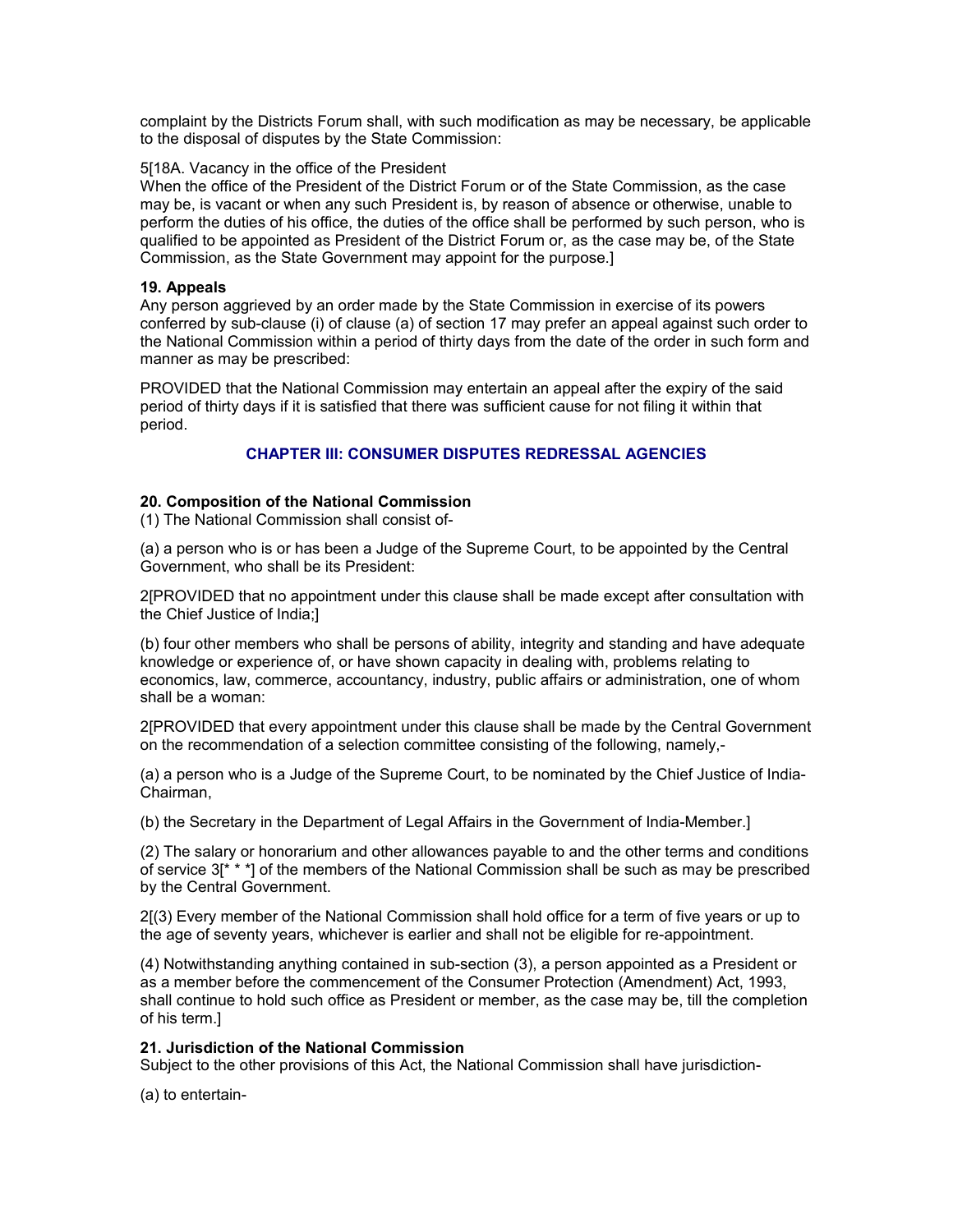complaint by the Districts Forum shall, with such modification as may be necessary, be applicable to the disposal of disputes by the State Commission:

5[18A. Vacancy in the office of the President
When the office of the President of the District Forum or of the State Commission, as the case may be, is vacant or when any such President is, by reason of absence or otherwise, unable to perform the duties of his office, the duties of the office shall be performed by such person, who is qualified to be appointed as President of the District Forum or, as the case may be, of the State Commission, as the State Government may appoint for the purpose.]

**19. Appeals**
Any person aggrieved by an order made by the State Commission in exercise of its powers conferred by sub-clause (i) of clause (a) of section 17 may prefer an appeal against such order to the National Commission within a period of thirty days from the date of the order in such form and manner as may be prescribed:

PROVIDED that the National Commission may entertain an appeal after the expiry of the said period of thirty days if it is satisfied that there was sufficient cause for not filing it within that period.

## CHAPTER III: CONSUMER DISPUTES REDRESSAL AGENCIES

**20. Composition of the National Commission**
(1) The National Commission shall consist of-

(a) a person who is or has been a Judge of the Supreme Court, to be appointed by the Central Government, who shall be its President:

2[PROVIDED that no appointment under this clause shall be made except after consultation with the Chief Justice of India;]

(b) four other members who shall be persons of ability, integrity and standing and have adequate knowledge or experience of, or have shown capacity in dealing with, problems relating to economics, law, commerce, accountancy, industry, public affairs or administration, one of whom shall be a woman:

2[PROVIDED that every appointment under this clause shall be made by the Central Government on the recommendation of a selection committee consisting of the following, namely,-

(a) a person who is a Judge of the Supreme Court, to be nominated by the Chief Justice of India-Chairman,

(b) the Secretary in the Department of Legal Affairs in the Government of India-Member.]

(2) The salary or honorarium and other allowances payable to and the other terms and conditions of service 3[* * *] of the members of the National Commission shall be such as may be prescribed by the Central Government.

2[(3) Every member of the National Commission shall hold office for a term of five years or up to the age of seventy years, whichever is earlier and shall not be eligible for re-appointment.

(4) Notwithstanding anything contained in sub-section (3), a person appointed as a President or as a member before the commencement of the Consumer Protection (Amendment) Act, 1993, shall continue to hold such office as President or member, as the case may be, till the completion of his term.]

**21. Jurisdiction of the National Commission**
Subject to the other provisions of this Act, the National Commission shall have jurisdiction-

(a) to entertain-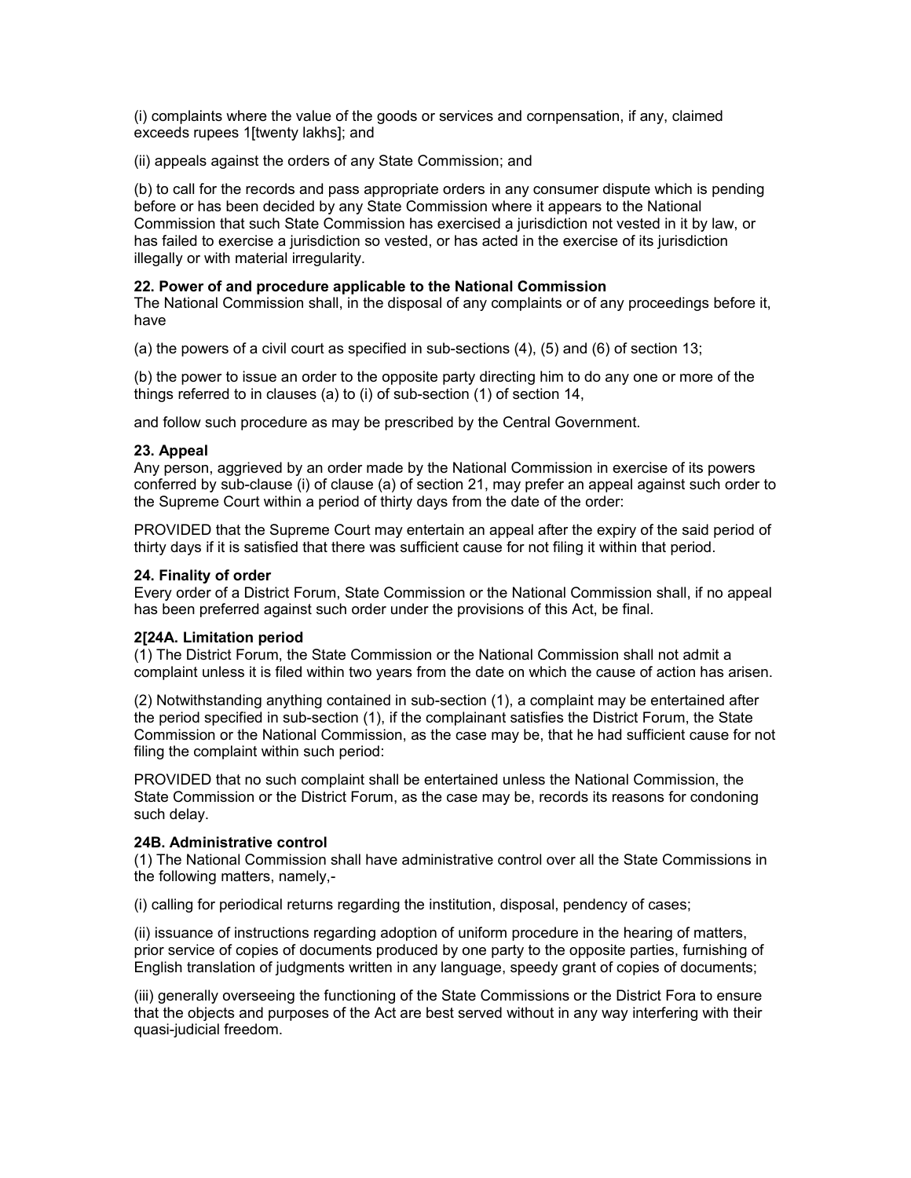(i) complaints where the value of the goods or services and cornpensation, if any, claimed exceeds rupees 1[twenty lakhs]; and

(ii) appeals against the orders of any State Commission; and

(b) to call for the records and pass appropriate orders in any consumer dispute which is pending before or has been decided by any State Commission where it appears to the National Commission that such State Commission has exercised a jurisdiction not vested in it by law, or has failed to exercise a jurisdiction so vested, or has acted in the exercise of its jurisdiction illegally or with material irregularity.

**22. Power of and procedure applicable to the National Commission**
The National Commission shall, in the disposal of any complaints or of any proceedings before it, have

(a) the powers of a civil court as specified in sub-sections (4), (5) and (6) of section 13;

(b) the power to issue an order to the opposite party directing him to do any one or more of the things referred to in clauses (a) to (i) of sub-section (1) of section 14,

and follow such procedure as may be prescribed by the Central Government.

**23. Appeal**
Any person, aggrieved by an order made by the National Commission in exercise of its powers conferred by sub-clause (i) of clause (a) of section 21, may prefer an appeal against such order to the Supreme Court within a period of thirty days from the date of the order:

PROVIDED that the Supreme Court may entertain an appeal after the expiry of the said period of thirty days if it is satisfied that there was sufficient cause for not filing it within that period.

**24. Finality of order**
Every order of a District Forum, State Commission or the National Commission shall, if no appeal has been preferred against such order under the provisions of this Act, be final.

**2[24A. Limitation period**
(1) The District Forum, the State Commission or the National Commission shall not admit a complaint unless it is filed within two years from the date on which the cause of action has arisen.

(2) Notwithstanding anything contained in sub-section (1), a complaint may be entertained after the period specified in sub-section (1), if the complainant satisfies the District Forum, the State Commission or the National Commission, as the case may be, that he had sufficient cause for not filing the complaint within such period:

PROVIDED that no such complaint shall be entertained unless the National Commission, the State Commission or the District Forum, as the case may be, records its reasons for condoning such delay.

**24B. Administrative control**
(1) The National Commission shall have administrative control over all the State Commissions in the following matters, namely,-

(i) calling for periodical returns regarding the institution, disposal, pendency of cases;

(ii) issuance of instructions regarding adoption of uniform procedure in the hearing of matters, prior service of copies of documents produced by one party to the opposite parties, furnishing of English translation of judgments written in any language, speedy grant of copies of documents;

(iii) generally overseeing the functioning of the State Commissions or the District Fora to ensure that the objects and purposes of the Act are best served without in any way interfering with their quasi-judicial freedom.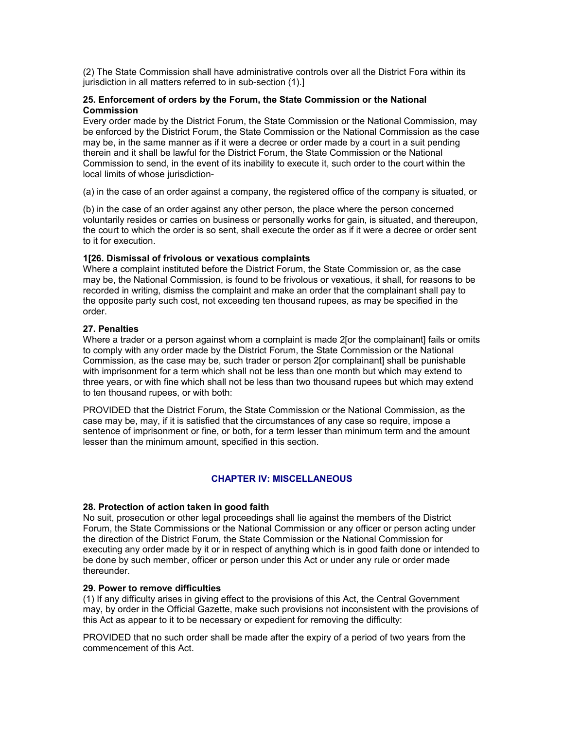(2) The State Commission shall have administrative controls over all the District Fora within its jurisdiction in all matters referred to in sub-section (1).]

**25. Enforcement of orders by the Forum, the State Commission or the National Commission**

Every order made by the District Forum, the State Commission or the National Commission, may be enforced by the District Forum, the State Commission or the National Commission as the case may be, in the same manner as if it were a decree or order made by a court in a suit pending therein and it shall be lawful for the District Forum, the State Commission or the National Commission to send, in the event of its inability to execute it, such order to the court within the local limits of whose jurisdiction-

(a) in the case of an order against a company, the registered office of the company is situated, or

(b) in the case of an order against any other person, the place where the person concerned voluntarily resides or carries on business or personally works for gain, is situated, and thereupon, the court to which the order is so sent, shall execute the order as if it were a decree or order sent to it for execution.

**1[26. Dismissal of frivolous or vexatious complaints**

Where a complaint instituted before the District Forum, the State Commission or, as the case may be, the National Commission, is found to be frivolous or vexatious, it shall, for reasons to be recorded in writing, dismiss the complaint and make an order that the complainant shall pay to the opposite party such cost, not exceeding ten thousand rupees, as may be specified in the order.

**27. Penalties**

Where a trader or a person against whom a complaint is made 2[or the complainant] fails or omits to comply with any order made by the District Forum, the State Cornmission or the National Commission, as the case may be, such trader or person 2[or complainant] shall be punishable with imprisonment for a term which shall not be less than one month but which may extend to three years, or with fine which shall not be less than two thousand rupees but which may extend to ten thousand rupees, or with both:

PROVIDED that the District Forum, the State Commission or the National Commission, as the case may be, may, if it is satisfied that the circumstances of any case so require, impose a sentence of imprisonment or fine, or both, for a term lesser than minimum term and the amount lesser than the minimum amount, specified in this section.

## CHAPTER IV: MISCELLANEOUS

**28. Protection of action taken in good faith**

No suit, prosecution or other legal proceedings shall lie against the members of the District Forum, the State Commissions or the National Commission or any officer or person acting under the direction of the District Forum, the State Commission or the National Commission for executing any order made by it or in respect of anything which is in good faith done or intended to be done by such member, officer or person under this Act or under any rule or order made thereunder.

**29. Power to remove difficulties**

(1) If any difficulty arises in giving effect to the provisions of this Act, the Central Government may, by order in the Official Gazette, make such provisions not inconsistent with the provisions of this Act as appear to it to be necessary or expedient for removing the difficulty:

PROVIDED that no such order shall be made after the expiry of a period of two years from the commencement of this Act.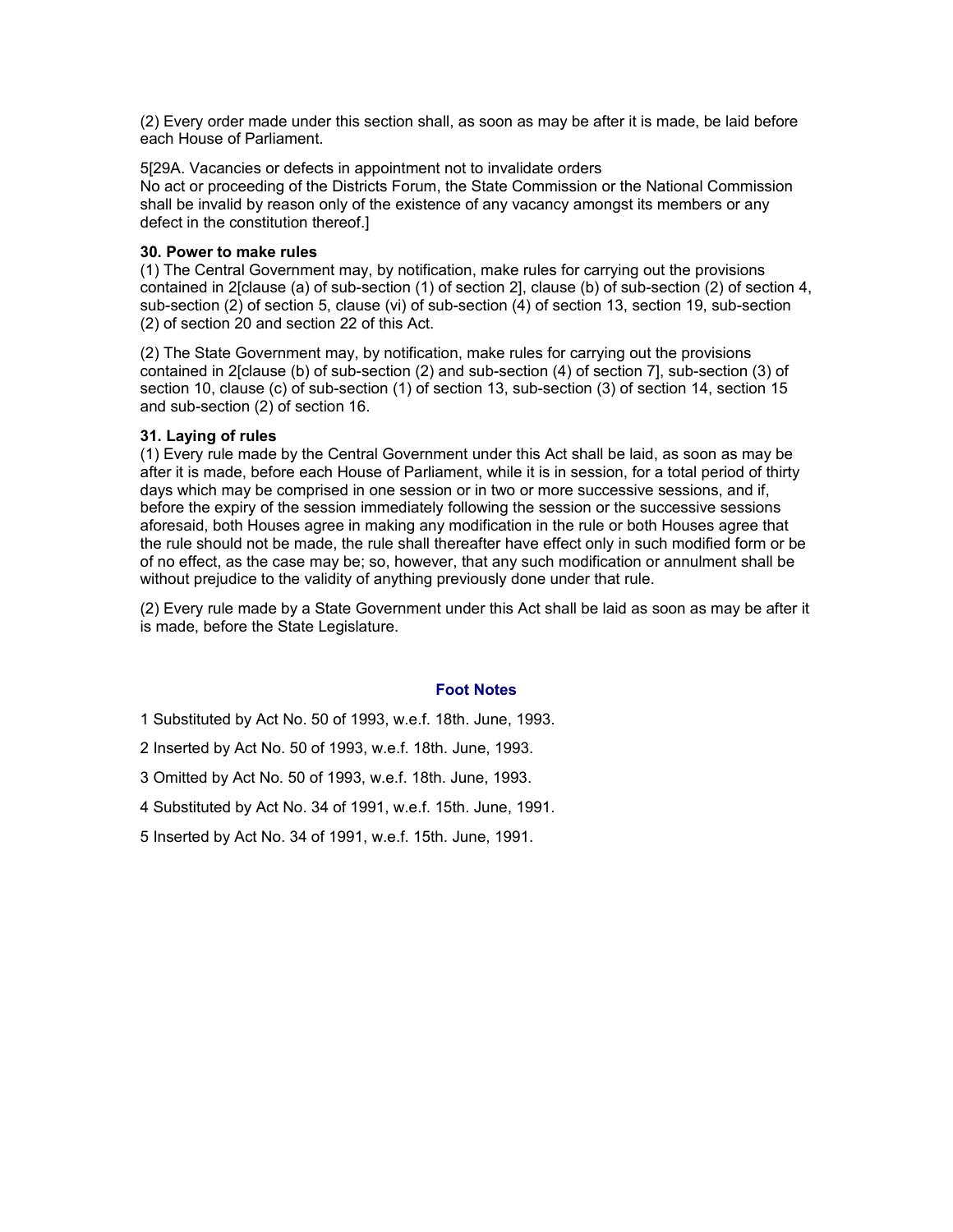(2) Every order made under this section shall, as soon as may be after it is made, be laid before each House of Parliament.

5[29A. Vacancies or defects in appointment not to invalidate orders
No act or proceeding of the Districts Forum, the State Commission or the National Commission shall be invalid by reason only of the existence of any vacancy amongst its members or any defect in the constitution thereof.]

**30. Power to make rules**
(1) The Central Government may, by notification, make rules for carrying out the provisions contained in 2[clause (a) of sub-section (1) of section 2], clause (b) of sub-section (2) of section 4, sub-section (2) of section 5, clause (vi) of sub-section (4) of section 13, section 19, sub-section (2) of section 20 and section 22 of this Act.

(2) The State Government may, by notification, make rules for carrying out the provisions contained in 2[clause (b) of sub-section (2) and sub-section (4) of section 7], sub-section (3) of section 10, clause (c) of sub-section (1) of section 13, sub-section (3) of section 14, section 15 and sub-section (2) of section 16.

**31. Laying of rules**
(1) Every rule made by the Central Government under this Act shall be laid, as soon as may be after it is made, before each House of Parliament, while it is in session, for a total period of thirty days which may be comprised in one session or in two or more successive sessions, and if, before the expiry of the session immediately following the session or the successive sessions aforesaid, both Houses agree in making any modification in the rule or both Houses agree that the rule should not be made, the rule shall thereafter have effect only in such modified form or be of no effect, as the case may be; so, however, that any such modification or annulment shall be without prejudice to the validity of anything previously done under that rule.

(2) Every rule made by a State Government under this Act shall be laid as soon as may be after it is made, before the State Legislature.

## Foot Notes

1 Substituted by Act No. 50 of 1993, w.e.f. 18th. June, 1993.

2 Inserted by Act No. 50 of 1993, w.e.f. 18th. June, 1993.

3 Omitted by Act No. 50 of 1993, w.e.f. 18th. June, 1993.

4 Substituted by Act No. 34 of 1991, w.e.f. 15th. June, 1991.

5 Inserted by Act No. 34 of 1991, w.e.f. 15th. June, 1991.